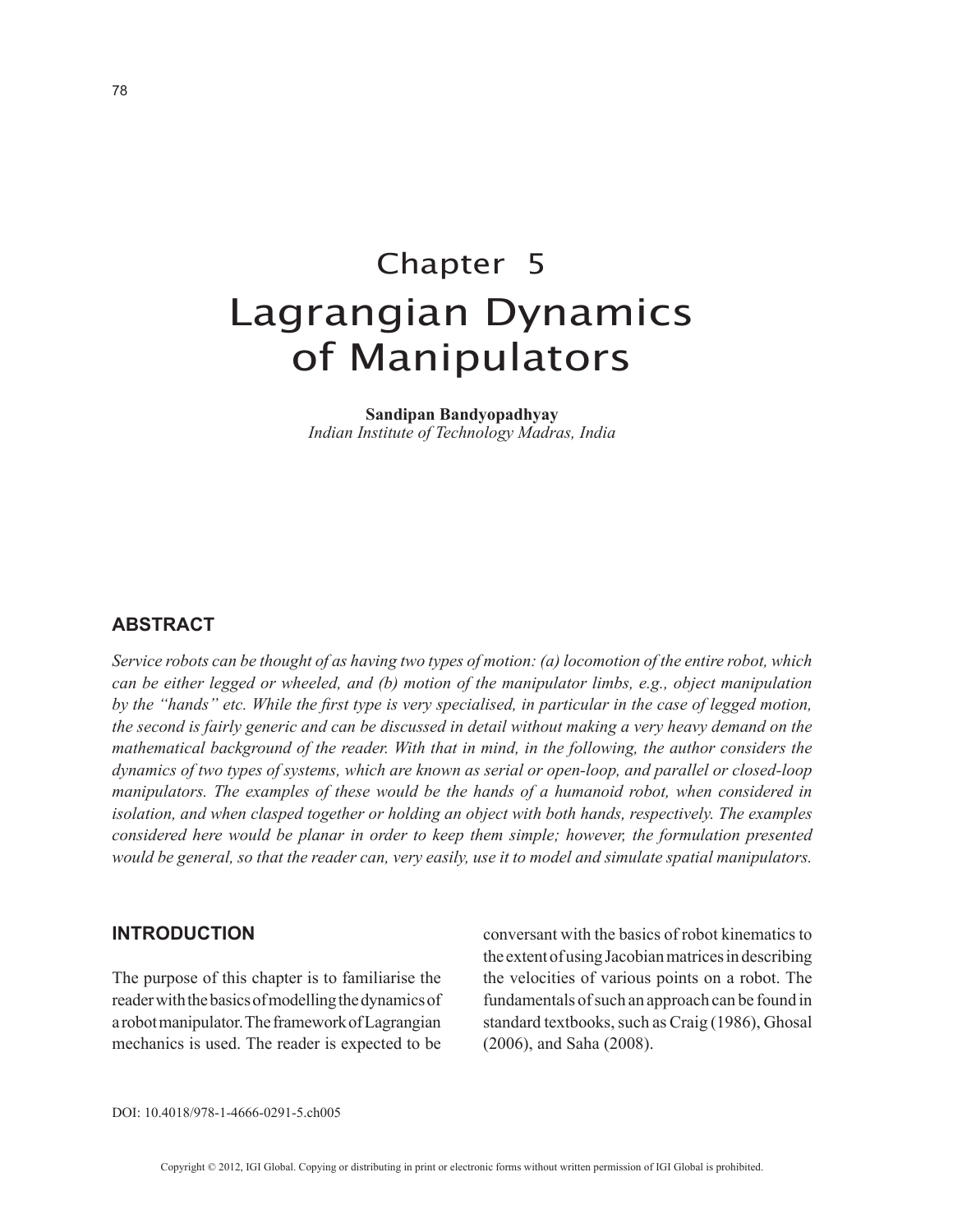# Chapter 5
# Lagrangian Dynamics of Manipulators

**Sandipan Bandyopadhyay**
*Indian Institute of Technology Madras, India*

## ABSTRACT

*Service robots can be thought of as having two types of motion: (a) locomotion of the entire robot, which can be either legged or wheeled, and (b) motion of the manipulator limbs, e.g., object manipulation by the "hands" etc. While the first type is very specialised, in particular in the case of legged motion, the second is fairly generic and can be discussed in detail without making a very heavy demand on the mathematical background of the reader. With that in mind, in the following, the author considers the dynamics of two types of systems, which are known as serial or open-loop, and parallel or closed-loop manipulators. The examples of these would be the hands of a humanoid robot, when considered in isolation, and when clasped together or holding an object with both hands, respectively. The examples considered here would be planar in order to keep them simple; however, the formulation presented would be general, so that the reader can, very easily, use it to model and simulate spatial manipulators.*

## INTRODUCTION

The purpose of this chapter is to familiarise the reader with the basics of modelling the dynamics of a robot manipulator. The framework of Lagrangian mechanics is used. The reader is expected to be conversant with the basics of robot kinematics to the extent of using Jacobian matrices in describing the velocities of various points on a robot. The fundamentals of such an approach can be found in standard textbooks, such as Craig (1986), Ghosal (2006), and Saha (2008).

DOI: 10.4018/978-1-4666-0291-5.ch005

Copyright © 2012, IGI Global. Copying or distributing in print or electronic forms without written permission of IGI Global is prohibited.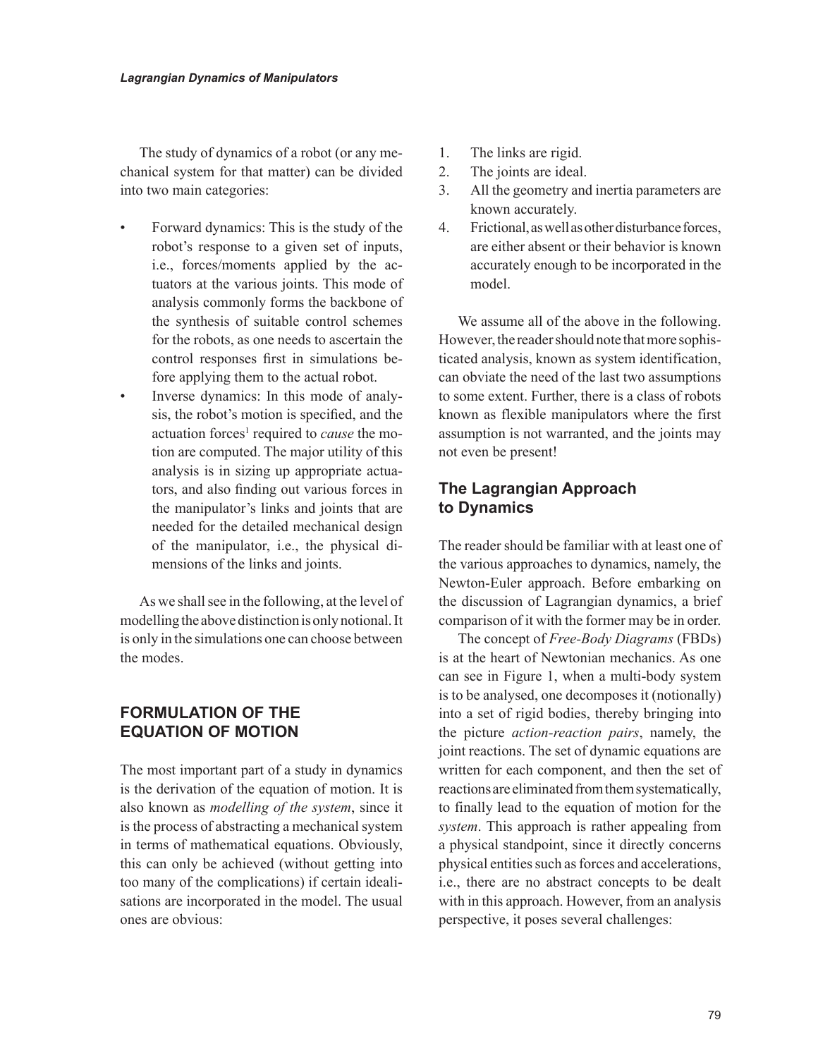The study of dynamics of a robot (or any mechanical system for that matter) can be divided into two main categories:

- Forward dynamics: This is the study of the robot's response to a given set of inputs, i.e., forces/moments applied by the actuators at the various joints. This mode of analysis commonly forms the backbone of the synthesis of suitable control schemes for the robots, as one needs to ascertain the control responses first in simulations before applying them to the actual robot.
- Inverse dynamics: In this mode of analysis, the robot's motion is specified, and the actuation forces[1] required to *cause* the motion are computed. The major utility of this analysis is in sizing up appropriate actuators, and also finding out various forces in the manipulator's links and joints that are needed for the detailed mechanical design of the manipulator, i.e., the physical dimensions of the links and joints.

As we shall see in the following, at the level of modelling the above distinction is only notional. It is only in the simulations one can choose between the modes.

## FORMULATION OF THE EQUATION OF MOTION

The most important part of a study in dynamics is the derivation of the equation of motion. It is also known as *modelling of the system*, since it is the process of abstracting a mechanical system in terms of mathematical equations. Obviously, this can only be achieved (without getting into too many of the complications) if certain idealisations are incorporated in the model. The usual ones are obvious:

1. The links are rigid.
2. The joints are ideal.
3. All the geometry and inertia parameters are known accurately.
4. Frictional, as well as other disturbance forces, are either absent or their behavior is known accurately enough to be incorporated in the model.

We assume all of the above in the following. However, the reader should note that more sophisticated analysis, known as system identification, can obviate the need of the last two assumptions to some extent. Further, there is a class of robots known as flexible manipulators where the first assumption is not warranted, and the joints may not even be present!

### The Lagrangian Approach to Dynamics

The reader should be familiar with at least one of the various approaches to dynamics, namely, the Newton-Euler approach. Before embarking on the discussion of Lagrangian dynamics, a brief comparison of it with the former may be in order.

The concept of *Free-Body Diagrams* (FBDs) is at the heart of Newtonian mechanics. As one can see in Figure 1, when a multi-body system is to be analysed, one decomposes it (notionally) into a set of rigid bodies, thereby bringing into the picture *action-reaction pairs*, namely, the joint reactions. The set of dynamic equations are written for each component, and then the set of reactions are eliminated from them systematically, to finally lead to the equation of motion for the *system*. This approach is rather appealing from a physical standpoint, since it directly concerns physical entities such as forces and accelerations, i.e., there are no abstract concepts to be dealt with in this approach. However, from an analysis perspective, it poses several challenges: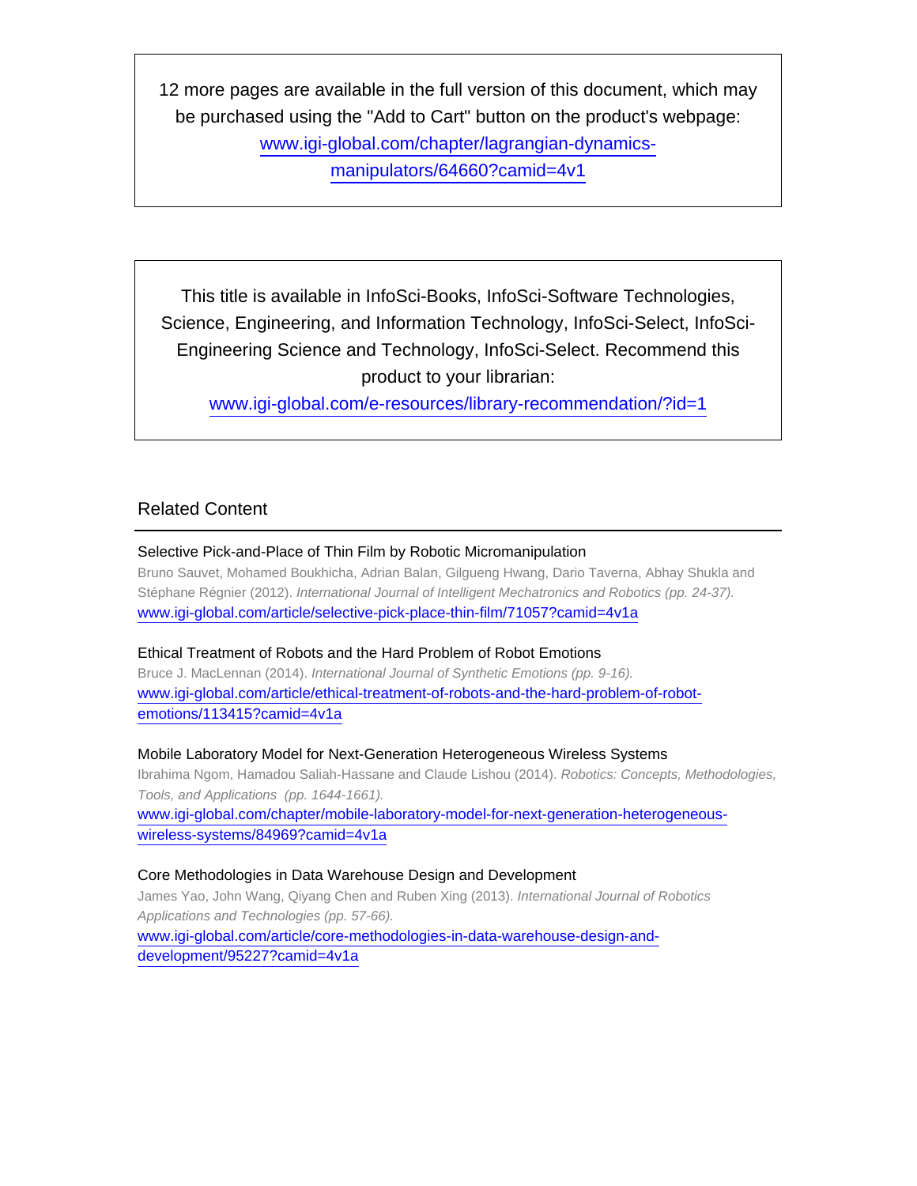12 more pages are available in the full version of this document, which may be purchased using the "Add to Cart" button on the product's webpage: www.igi-global.com/chapter/lagrangian-dynamics-manipulators/64660?camid=4v1

This title is available in InfoSci-Books, InfoSci-Software Technologies, Science, Engineering, and Information Technology, InfoSci-Select, InfoSci-Engineering Science and Technology, InfoSci-Select. Recommend this product to your librarian: www.igi-global.com/e-resources/library-recommendation/?id=1

## Related Content

Selective Pick-and-Place of Thin Film by Robotic Micromanipulation
Bruno Sauvet, Mohamed Boukhicha, Adrian Balan, Gilgueng Hwang, Dario Taverna, Abhay Shukla and Stéphane Régnier (2012). *International Journal of Intelligent Mechatronics and Robotics (pp. 24-37).*
www.igi-global.com/article/selective-pick-place-thin-film/71057?camid=4v1a

Ethical Treatment of Robots and the Hard Problem of Robot Emotions
Bruce J. MacLennan (2014). *International Journal of Synthetic Emotions (pp. 9-16).*
www.igi-global.com/article/ethical-treatment-of-robots-and-the-hard-problem-of-robot-emotions/113415?camid=4v1a

Mobile Laboratory Model for Next-Generation Heterogeneous Wireless Systems
Ibrahima Ngom, Hamadou Saliah-Hassane and Claude Lishou (2014). *Robotics: Concepts, Methodologies, Tools, and Applications (pp. 1644-1661).*
www.igi-global.com/chapter/mobile-laboratory-model-for-next-generation-heterogeneous-wireless-systems/84969?camid=4v1a

Core Methodologies in Data Warehouse Design and Development
James Yao, John Wang, Qiyang Chen and Ruben Xing (2013). *International Journal of Robotics Applications and Technologies (pp. 57-66).*
www.igi-global.com/article/core-methodologies-in-data-warehouse-design-and-development/95227?camid=4v1a